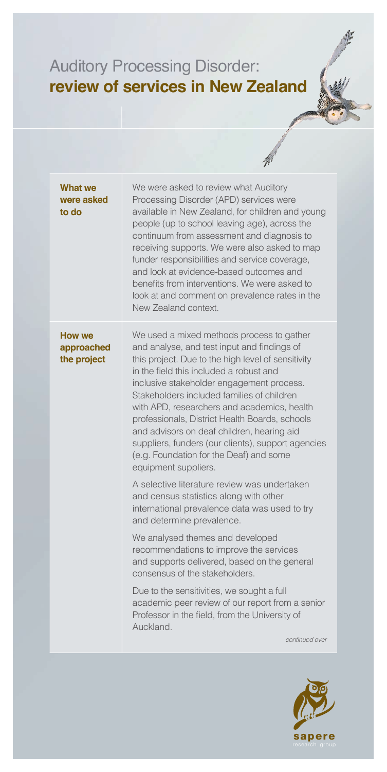# Auditory Processing Disorder: **review of services in New Zealand**

| | |
|---|---|
| **What we were asked to do** | We were asked to review what Auditory Processing Disorder (APD) services were available in New Zealand, for children and young people (up to school leaving age), across the continuum from assessment and diagnosis to receiving supports. We were also asked to map funder responsibilities and service coverage, and look at evidence-based outcomes and benefits from interventions. We were asked to look at and comment on prevalence rates in the New Zealand context. |
| **How we approached the project** | We used a mixed methods process to gather and analyse, and test input and findings of this project. Due to the high level of sensitivity in the field this included a robust and inclusive stakeholder engagement process. Stakeholders included families of children with APD, researchers and academics, health professionals, District Health Boards, schools and advisors on deaf children, hearing aid suppliers, funders (our clients), support agencies (e.g. Foundation for the Deaf) and some equipment suppliers.<br><br>A selective literature review was undertaken and census statistics along with other international prevalence data was used to try and determine prevalence.<br><br>We analysed themes and developed recommendations to improve the services and supports delivered, based on the general consensus of the stakeholders.<br><br>Due to the sensitivities, we sought a full academic peer review of our report from a senior Professor in the field, from the University of Auckland.<br><br>*continued over* |

sapere research group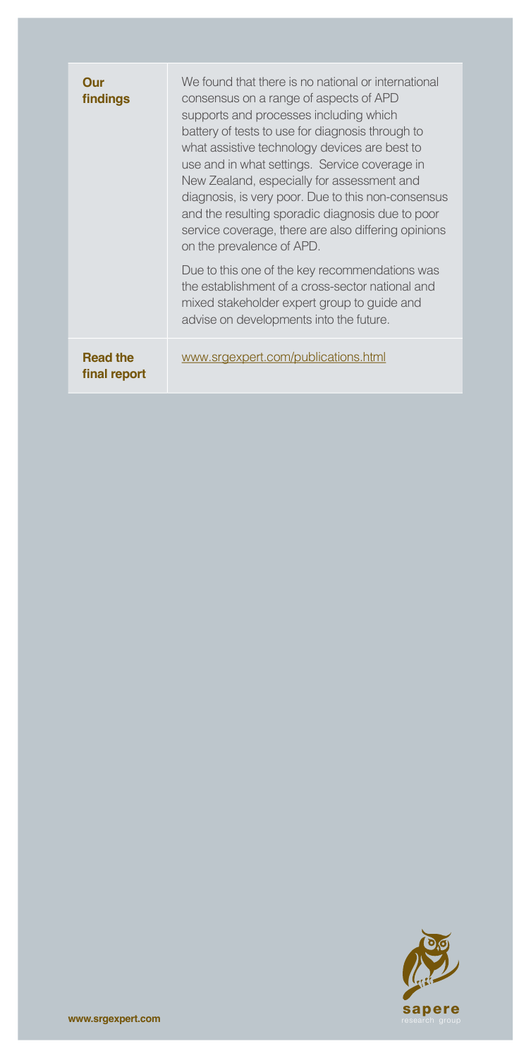| | |
|---|---|
| **Our findings** | We found that there is no national or international consensus on a range of aspects of APD supports and processes including which battery of tests to use for diagnosis through to what assistive technology devices are best to use and in what settings. Service coverage in New Zealand, especially for assessment and diagnosis, is very poor. Due to this non-consensus and the resulting sporadic diagnosis due to poor service coverage, there are also differing opinions on the prevalence of APD.<br><br>Due to this one of the key recommendations was the establishment of a cross-sector national and mixed stakeholder expert group to guide and advise on developments into the future. |
| **Read the final report** | www.srgexpert.com/publications.html |

sapere
research group

**www.srgexpert.com**